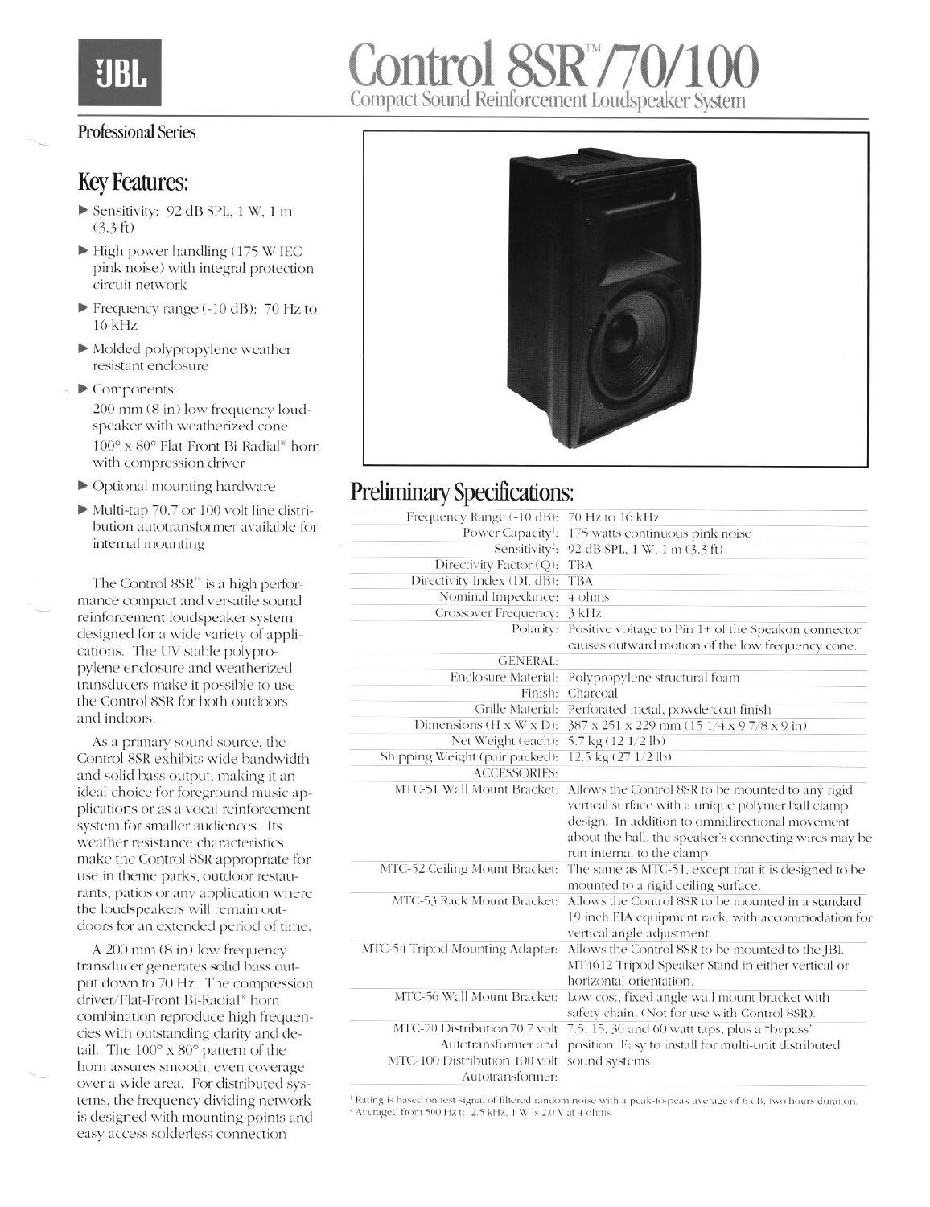# Control 8SR™/70/100

## Compact Sound Reinforcement Loudspeaker System

Professional Series

## Key Features:

- Sensitivity: 92 dB SPL, 1 W, 1 m (3.3 ft)
- High power handling (175 W IEC pink noise) with integral protection circuit network
- Frequency range (-10 dB): 70 Hz to 16 kHz
- Molded polypropylene weather resistant enclosure
- Components:
  200 mm (8 in) low frequency loudspeaker with weatherized cone
  100° x 80° Flat-Front Bi-Radial® horn with compression driver
- Optional mounting hardware
- Multi-tap 70.7 or 100 volt line distribution autotransformer available for internal mounting

The Control 8SR™ is a high performance compact and versatile sound reinforcement loudspeaker system designed for a wide variety of applications. The UV stable polypropylene enclosure and weatherized transducers make it possible to use the Control 8SR for both outdoors and indoors.

As a primary sound source, the Control 8SR exhibits wide bandwidth and solid bass output, making it an ideal choice for foreground music applications or as a vocal reinforcement system for smaller audiences. Its weather resistance characteristics make the Control 8SR appropriate for use in theme parks, outdoor restaurants, patios or any application where the loudspeakers will remain outdoors for an extended period of time.

A 200 mm (8 in) low frequency transducer generates solid bass output down to 70 Hz. The compression driver/Flat-Front Bi-Radial® horn combination reproduce high frequencies with outstanding clarity and detail. The 100° x 80° pattern of the horn assures smooth, even coverage over a wide area. For distributed systems, the frequency dividing network is designed with mounting points and easy access solderless connection

## Preliminary Specifications:

| | |
|---|---|
| Frequency Range (-10 dB): | 70 Hz to 16 kHz |
| Power Capacity[1]: | 175 watts continuous pink noise |
| Sensitivity[2]: | 92 dB SPL, 1 W, 1 m (3.3 ft) |
| Directivity Factor (Q): | TBA |
| Directivity Index (DI, dB): | TBA |
| Nominal Impedance: | 4 ohms |
| Crossover Frequency: | 3 kHz |
| Polarity: | Positive voltage to Pin 1+ of the Speakon connector causes outward motion of the low frequency cone. |
| GENERAL: | |
| Enclosure Material: | Polypropylene structural foam |
| Finish: | Charcoal |
| Grille Material: | Perforated metal, powdercoat finish |
| Dimensions (H x W x D): | 387 x 251 x 229 mm (15 1/4 x 9 7/8 x 9 in) |
| Net Weight (each): | 5.7 kg (12 1/2 lb) |
| Shipping Weight (pair packed): | 12.5 kg (27 1/2 lb) |
| ACCESSORIES: | |
| MTC-51 Wall Mount Bracket: | Allows the Control 8SR to be mounted to any rigid vertical surface with a unique polymer ball clamp design. In addition to omnidirectional movement about the ball, the speaker's connecting wires may be run internal to the clamp. |
| MTC-52 Ceiling Mount Bracket: | The same as MTC-51, except that it is designed to be mounted to a rigid ceiling surface. |
| MTC-53 Rack Mount Bracket: | Allows the Control 8SR to be mounted in a standard 19 inch EIA equipment rack, with accommodation for vertical angle adjustment. |
| MTC-54 Tripod Mounting Adapter: | Allows the Control 8SR to be mounted to the JBL MT4612 Tripod Speaker Stand in either vertical or horizontal orientation. |
| MTC-56 Wall Mount Bracket: | Low cost, fixed angle wall mount bracket with safety chain. (Not for use with Control 8SR). |
| MTC-70 Distribution 70.7 volt Autotransformer and MTC-100 Distribution 100 volt Autotransformer: | 7.5, 15, 30 and 60 watt taps, plus a "bypass" position. Easy to install for multi-unit distributed sound systems. |

[1] Rating is based on test signal of filtered random noise with a peak-to-peak average of 6 dB, two hours duration.
[2] Averaged from 500 Hz to 2.5 kHz, 1 W is 2.0 V at 4 ohms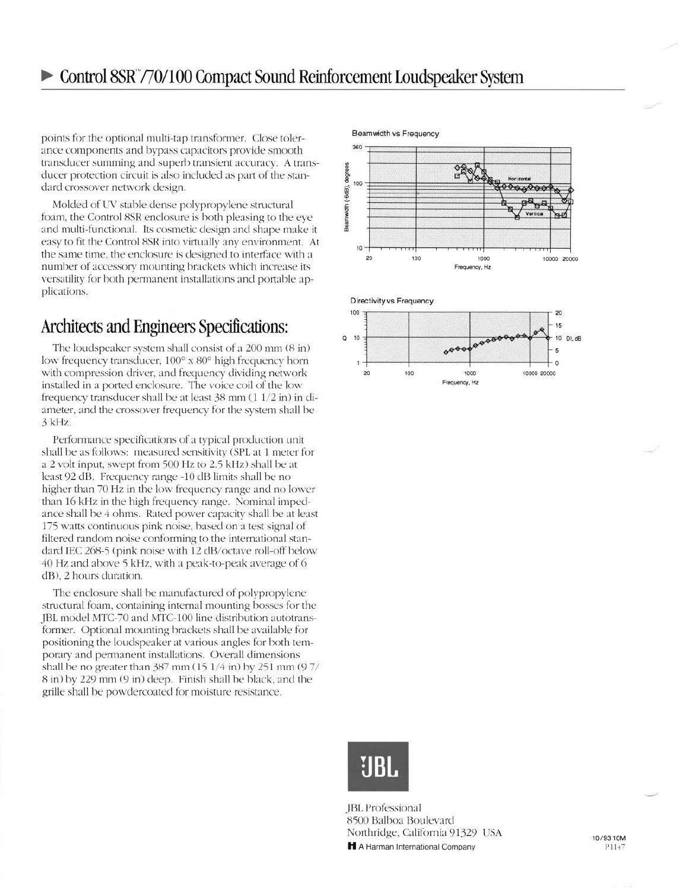# ► Control 8SR™/70/100 Compact Sound Reinforcement Loudspeaker System

points for the optional multi-tap transformer. Close tolerance components and bypass capacitors provide smooth transducer summing and superb transient accuracy. A transducer protection circuit is also included as part of the standard crossover network design.

Molded of UV stable dense polypropylene structural foam, the Control 8SR enclosure is both pleasing to the eye and multi-functional. Its cosmetic design and shape make it easy to fit the Control 8SR into virtually any environment. At the same time, the enclosure is designed to interface with a number of accessory mounting brackets which increase its versatility for both permanent installations and portable applications.

## Architects and Engineers Specifications:

The loudspeaker system shall consist of a 200 mm (8 in) low frequency transducer, 100° x 80° high frequency horn with compression driver, and frequency dividing network installed in a ported enclosure. The voice coil of the low frequency transducer shall be at least 38 mm (1 1/2 in) in diameter, and the crossover frequency for the system shall be 3 kHz.

Performance specifications of a typical production unit shall be as follows: measured sensitivity (SPL at 1 meter for a 2 volt input, swept from 500 Hz to 2.5 kHz) shall be at least 92 dB. Frequency range -10 dB limits shall be no higher than 70 Hz in the low frequency range and no lower than 16 kHz in the high frequency range. Nominal impedance shall be 4 ohms. Rated power capacity shall be at least 175 watts continuous pink noise, based on a test signal of filtered random noise conforming to the international standard IEC 268-5 (pink noise with 12 dB/octave roll-off below 40 Hz and above 5 kHz, with a peak-to-peak average of 6 dB), 2 hours duration.

The enclosure shall be manufactured of polypropylene structural foam, containing internal mounting bosses for the JBL model MTC-70 and MTC-100 line distribution autotransformer. Optional mounting brackets shall be available for positioning the loudspeaker at various angles for both temporary and permanent installations. Overall dimensions shall be no greater than 387 mm (15 1/4 in) by 251 mm (9 7/8 in) by 229 mm (9 in) deep. Finish shall be black, and the grille shall be powdercoated for moisture resistance.

Beamwidth vs Frequency

Beamwidth (-6dB), degrees

360

100

10

20 100 1000 10000 20000

Frequency, Hz

Horizontal

Vertical

Directivity vs Frequency

Q

100

10

1

20 100 1000 10000 20000

Frequency, Hz

DI, dB

20

15

10

5

0

JBL

JBL Professional
8500 Balboa Boulevard
Northridge, California 91329 USA
A Harman International Company

10/93 10M
P1147